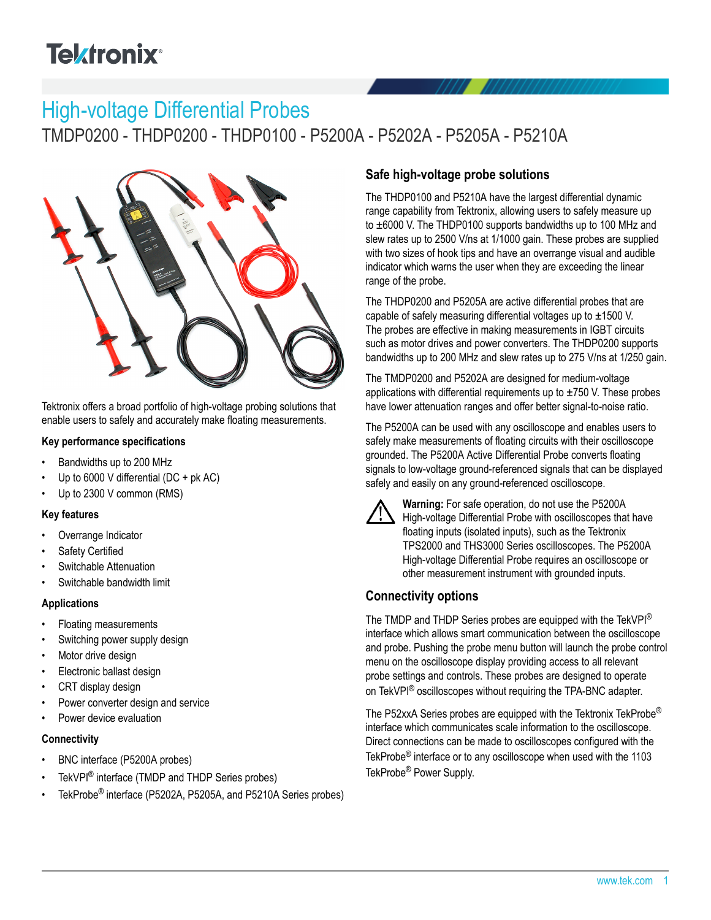# High-voltage Differential Probes

## TMDP0200 - THDP0200 - THDP0100 - P5200A - P5202A - P5205A - P5210A

Tektronix offers a broad portfolio of high-voltage probing solutions that enable users to safely and accurately make floating measurements.

### Key performance specifications

- Bandwidths up to 200 MHz
- Up to 6000 V differential (DC + pk AC)
- Up to 2300 V common (RMS)

### Key features

- Overrange Indicator
- Safety Certified
- Switchable Attenuation
- Switchable bandwidth limit

### Applications

- Floating measurements
- Switching power supply design
- Motor drive design
- Electronic ballast design
- CRT display design
- Power converter design and service
- Power device evaluation

### Connectivity

- BNC interface (P5200A probes)
- TekVPI® interface (TMDP and THDP Series probes)
- TekProbe® interface (P5202A, P5205A, and P5210A Series probes)

## Safe high-voltage probe solutions

The THDP0100 and P5210A have the largest differential dynamic range capability from Tektronix, allowing users to safely measure up to ±6000 V. The THDP0100 supports bandwidths up to 100 MHz and slew rates up to 2500 V/ns at 1/1000 gain. These probes are supplied with two sizes of hook tips and have an overrange visual and audible indicator which warns the user when they are exceeding the linear range of the probe.

The THDP0200 and P5205A are active differential probes that are capable of safely measuring differential voltages up to ±1500 V. The probes are effective in making measurements in IGBT circuits such as motor drives and power converters. The THDP0200 supports bandwidths up to 200 MHz and slew rates up to 275 V/ns at 1/250 gain.

The TMDP0200 and P5202A are designed for medium-voltage applications with differential requirements up to ±750 V. These probes have lower attenuation ranges and offer better signal-to-noise ratio.

The P5200A can be used with any oscilloscope and enables users to safely make measurements of floating circuits with their oscilloscope grounded. The P5200A Active Differential Probe converts floating signals to low-voltage ground-referenced signals that can be displayed safely and easily on any ground-referenced oscilloscope.

**Warning:** For safe operation, do not use the P5200A High-voltage Differential Probe with oscilloscopes that have floating inputs (isolated inputs), such as the Tektronix TPS2000 and THS3000 Series oscilloscopes. The P5200A High-voltage Differential Probe requires an oscilloscope or other measurement instrument with grounded inputs.

## Connectivity options

The TMDP and THDP Series probes are equipped with the TekVPI® interface which allows smart communication between the oscilloscope and probe. Pushing the probe menu button will launch the probe control menu on the oscilloscope display providing access to all relevant probe settings and controls. These probes are designed to operate on TekVPI® oscilloscopes without requiring the TPA-BNC adapter.

The P52xxA Series probes are equipped with the Tektronix TekProbe® interface which communicates scale information to the oscilloscope. Direct connections can be made to oscilloscopes configured with the TekProbe® interface or to any oscilloscope when used with the 1103 TekProbe® Power Supply.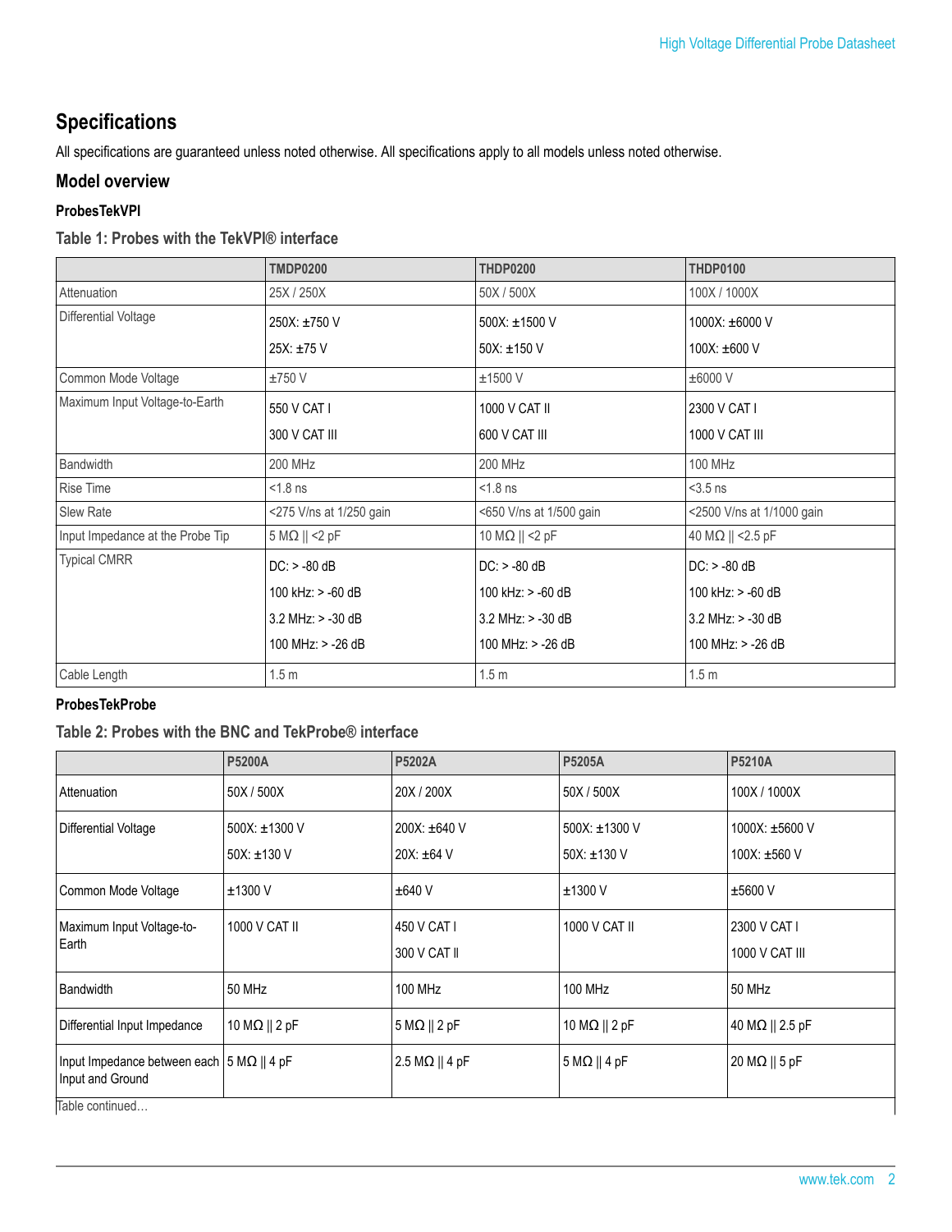## Specifications

All specifications are guaranteed unless noted otherwise. All specifications apply to all models unless noted otherwise.

### Model overview

#### ProbesTekVPI

**Table 1: Probes with the TekVPI® interface**

| | TMDP0200 | THDP0200 | THDP0100 |
|---|---|---|---|
| Attenuation | 25X / 250X | 50X / 500X | 100X / 1000X |
| Differential Voltage | 250X: ±750 V<br>25X: ±75 V | 500X: ±1500 V<br>50X: ±150 V | 1000X: ±6000 V<br>100X: ±600 V |
| Common Mode Voltage | ±750 V | ±1500 V | ±6000 V |
| Maximum Input Voltage-to-Earth | 550 V CAT I<br>300 V CAT III | 1000 V CAT II<br>600 V CAT III | 2300 V CAT I<br>1000 V CAT III |
| Bandwidth | 200 MHz | 200 MHz | 100 MHz |
| Rise Time | <1.8 ns | <1.8 ns | <3.5 ns |
| Slew Rate | <275 V/ns at 1/250 gain | <650 V/ns at 1/500 gain | <2500 V/ns at 1/1000 gain |
| Input Impedance at the Probe Tip | 5 MΩ \|\| <2 pF | 10 MΩ \|\| <2 pF | 40 MΩ \|\| <2.5 pF |
| Typical CMRR | DC: > -80 dB<br>100 kHz: > -60 dB<br>3.2 MHz: > -30 dB<br>100 MHz: > -26 dB | DC: > -80 dB<br>100 kHz: > -60 dB<br>3.2 MHz: > -30 dB<br>100 MHz: > -26 dB | DC: > -80 dB<br>100 kHz: > -60 dB<br>3.2 MHz: > -30 dB<br>100 MHz: > -26 dB |
| Cable Length | 1.5 m | 1.5 m | 1.5 m |

#### ProbesTekProbe

**Table 2: Probes with the BNC and TekProbe® interface**

| | P5200A | P5202A | P5205A | P5210A |
|---|---|---|---|---|
| Attenuation | 50X / 500X | 20X / 200X | 50X / 500X | 100X / 1000X |
| Differential Voltage | 500X: ±1300 V<br>50X: ±130 V | 200X: ±640 V<br>20X: ±64 V | 500X: ±1300 V<br>50X: ±130 V | 1000X: ±5600 V<br>100X: ±560 V |
| Common Mode Voltage | ±1300 V | ±640 V | ±1300 V | ±5600 V |
| Maximum Input Voltage-to-Earth | 1000 V CAT II | 450 V CAT I<br>300 V CAT II | 1000 V CAT II | 2300 V CAT I<br>1000 V CAT III |
| Bandwidth | 50 MHz | 100 MHz | 100 MHz | 50 MHz |
| Differential Input Impedance | 10 MΩ \|\| 2 pF | 5 MΩ \|\| 2 pF | 10 MΩ \|\| 2 pF | 40 MΩ \|\| 2.5 pF |
| Input Impedance between each Input and Ground | 5 MΩ \|\| 4 pF | 2.5 MΩ \|\| 4 pF | 5 MΩ \|\| 4 pF | 20 MΩ \|\| 5 pF |

Table continued…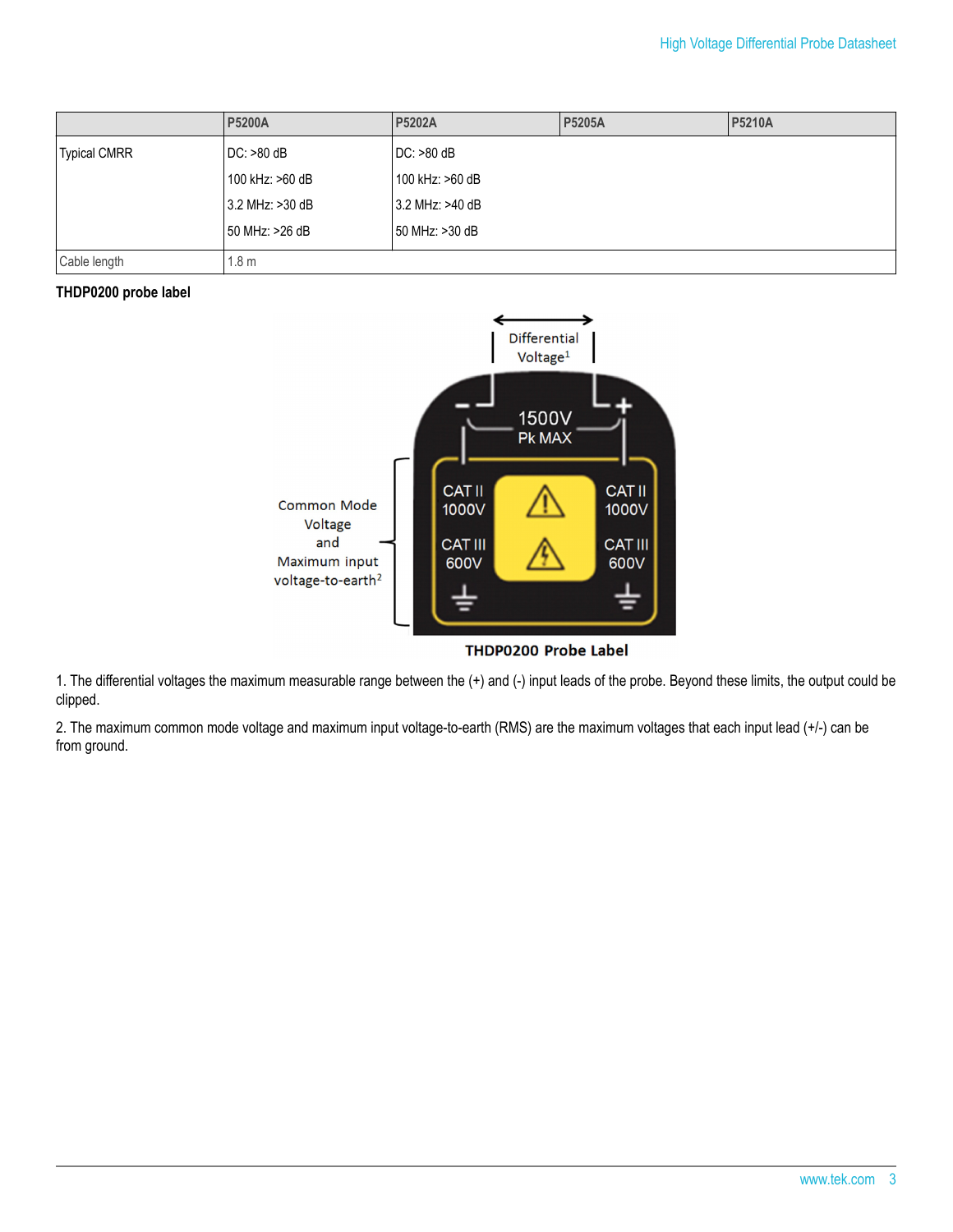| | P5200A | P5202A | P5205A | P5210A |
|---|---|---|---|---|
| Typical CMRR | DC: >80 dB<br>100 kHz: >60 dB<br>3.2 MHz: >30 dB<br>50 MHz: >26 dB | DC: >80 dB<br>100 kHz: >60 dB<br>3.2 MHz: >40 dB<br>50 MHz: >30 dB | | |
| Cable length | 1.8 m | | | |

**THDP0200 probe label**

Differential Voltage[1]

1500V Pk MAX

Common Mode Voltage and Maximum input voltage-to-earth[2]

CAT II 1000V

CAT III 600V

CAT II 1000V

CAT III 600V

THDP0200 Probe Label

1. The differential voltages the maximum measurable range between the (+) and (-) input leads of the probe. Beyond these limits, the output could be clipped.

2. The maximum common mode voltage and maximum input voltage-to-earth (RMS) are the maximum voltages that each input lead (+/-) can be from ground.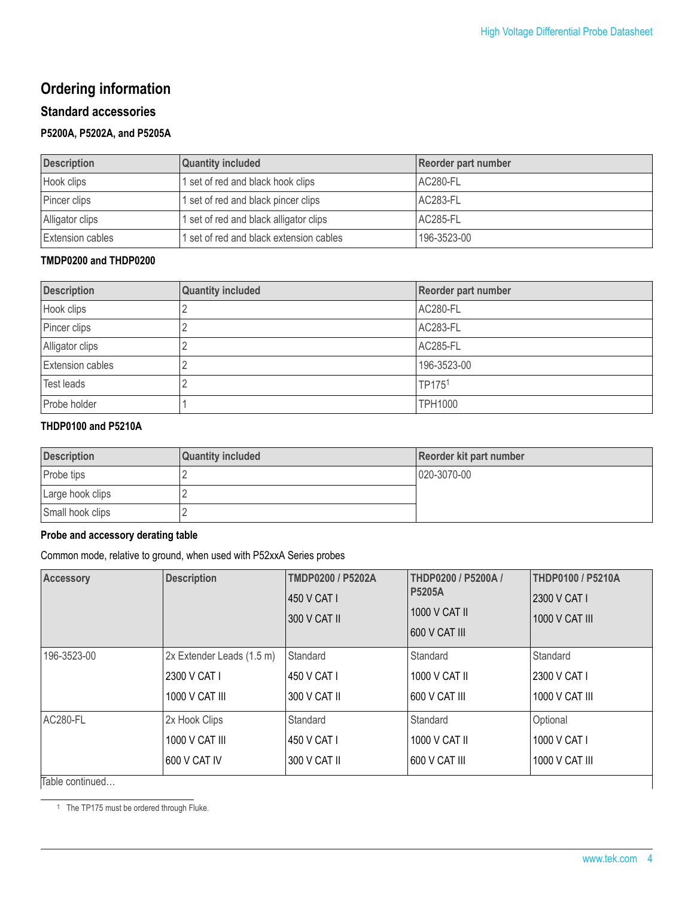# Ordering information

## Standard accessories

### P5200A, P5202A, and P5205A

| Description | Quantity included | Reorder part number |
|---|---|---|
| Hook clips | 1 set of red and black hook clips | AC280-FL |
| Pincer clips | 1 set of red and black pincer clips | AC283-FL |
| Alligator clips | 1 set of red and black alligator clips | AC285-FL |
| Extension cables | 1 set of red and black extension cables | 196-3523-00 |

### TMDP0200 and THDP0200

| Description | Quantity included | Reorder part number |
|---|---|---|
| Hook clips | 2 | AC280-FL |
| Pincer clips | 2 | AC283-FL |
| Alligator clips | 2 | AC285-FL |
| Extension cables | 2 | 196-3523-00 |
| Test leads | 2 | TP175[1] |
| Probe holder | 1 | TPH1000 |

### THDP0100 and P5210A

| Description | Quantity included | Reorder kit part number |
|---|---|---|
| Probe tips | 2 | 020-3070-00 |
| Large hook clips | 2 | |
| Small hook clips | 2 | |

### Probe and accessory derating table

Common mode, relative to ground, when used with P52xxA Series probes

| Accessory | Description | TMDP0200 / P5202A<br>450 V CAT I<br>300 V CAT II | THDP0200 / P5200A / P5205A<br>1000 V CAT II<br>600 V CAT III | THDP0100 / P5210A<br>2300 V CAT I<br>1000 V CAT III |
|---|---|---|---|---|
| 196-3523-00 | 2x Extender Leads (1.5 m)<br>2300 V CAT I<br>1000 V CAT III | Standard<br>450 V CAT I<br>300 V CAT II | Standard<br>1000 V CAT II<br>600 V CAT III | Standard<br>2300 V CAT I<br>1000 V CAT III |
| AC280-FL | 2x Hook Clips<br>1000 V CAT III<br>600 V CAT IV | Standard<br>450 V CAT I<br>300 V CAT II | Standard<br>1000 V CAT II<br>600 V CAT III | Optional<br>1000 V CAT I<br>1000 V CAT III |

Table continued…

[1] The TP175 must be ordered through Fluke.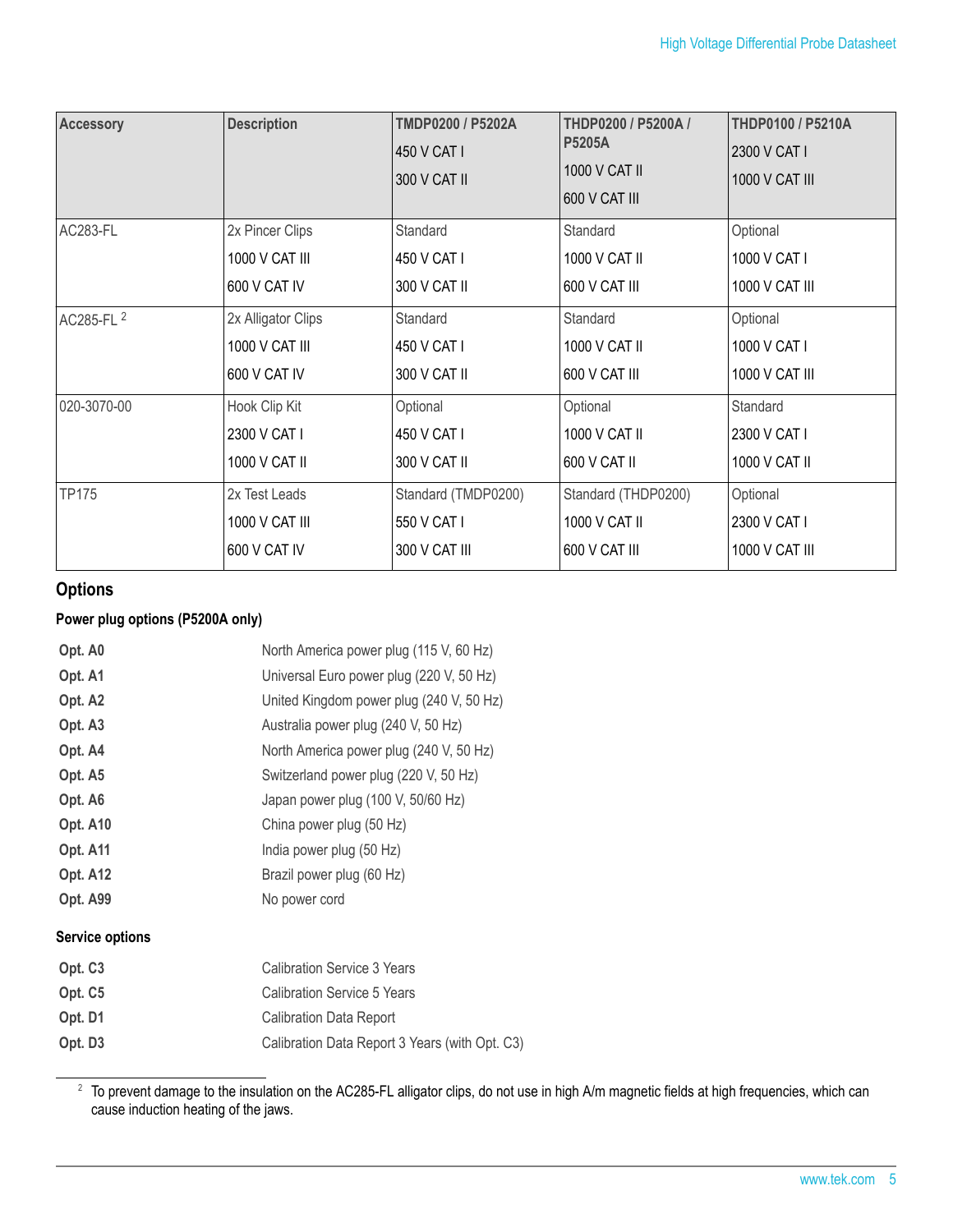| Accessory | Description | TMDP0200 / P5202A<br>450 V CAT I<br>300 V CAT II | THDP0200 / P5200A / P5205A<br>1000 V CAT II<br>600 V CAT III | THDP0100 / P5210A<br>2300 V CAT I<br>1000 V CAT III |
|---|---|---|---|---|
| AC283-FL | 2x Pincer Clips<br>1000 V CAT III<br>600 V CAT IV | Standard<br>450 V CAT I<br>300 V CAT II | Standard<br>1000 V CAT II<br>600 V CAT III | Optional<br>1000 V CAT I<br>1000 V CAT III |
| AC285-FL [2] | 2x Alligator Clips<br>1000 V CAT III<br>600 V CAT IV | Standard<br>450 V CAT I<br>300 V CAT II | Standard<br>1000 V CAT II<br>600 V CAT III | Optional<br>1000 V CAT I<br>1000 V CAT III |
| 020-3070-00 | Hook Clip Kit<br>2300 V CAT I<br>1000 V CAT II | Optional<br>450 V CAT I<br>300 V CAT II | Optional<br>1000 V CAT II<br>600 V CAT II | Standard<br>2300 V CAT I<br>1000 V CAT II |
| TP175 | 2x Test Leads<br>1000 V CAT III<br>600 V CAT IV | Standard (TMDP0200)<br>550 V CAT I<br>300 V CAT III | Standard (THDP0200)<br>1000 V CAT II<br>600 V CAT III | Optional<br>2300 V CAT I<br>1000 V CAT III |

## Options

### Power plug options (P5200A only)

| | |
|---|---|
| **Opt. A0** | North America power plug (115 V, 60 Hz) |
| **Opt. A1** | Universal Euro power plug (220 V, 50 Hz) |
| **Opt. A2** | United Kingdom power plug (240 V, 50 Hz) |
| **Opt. A3** | Australia power plug (240 V, 50 Hz) |
| **Opt. A4** | North America power plug (240 V, 50 Hz) |
| **Opt. A5** | Switzerland power plug (220 V, 50 Hz) |
| **Opt. A6** | Japan power plug (100 V, 50/60 Hz) |
| **Opt. A10** | China power plug (50 Hz) |
| **Opt. A11** | India power plug (50 Hz) |
| **Opt. A12** | Brazil power plug (60 Hz) |
| **Opt. A99** | No power cord |

### Service options

| | |
|---|---|
| **Opt. C3** | Calibration Service 3 Years |
| **Opt. C5** | Calibration Service 5 Years |
| **Opt. D1** | Calibration Data Report |
| **Opt. D3** | Calibration Data Report 3 Years (with Opt. C3) |

---

[2] To prevent damage to the insulation on the AC285-FL alligator clips, do not use in high A/m magnetic fields at high frequencies, which can cause induction heating of the jaws.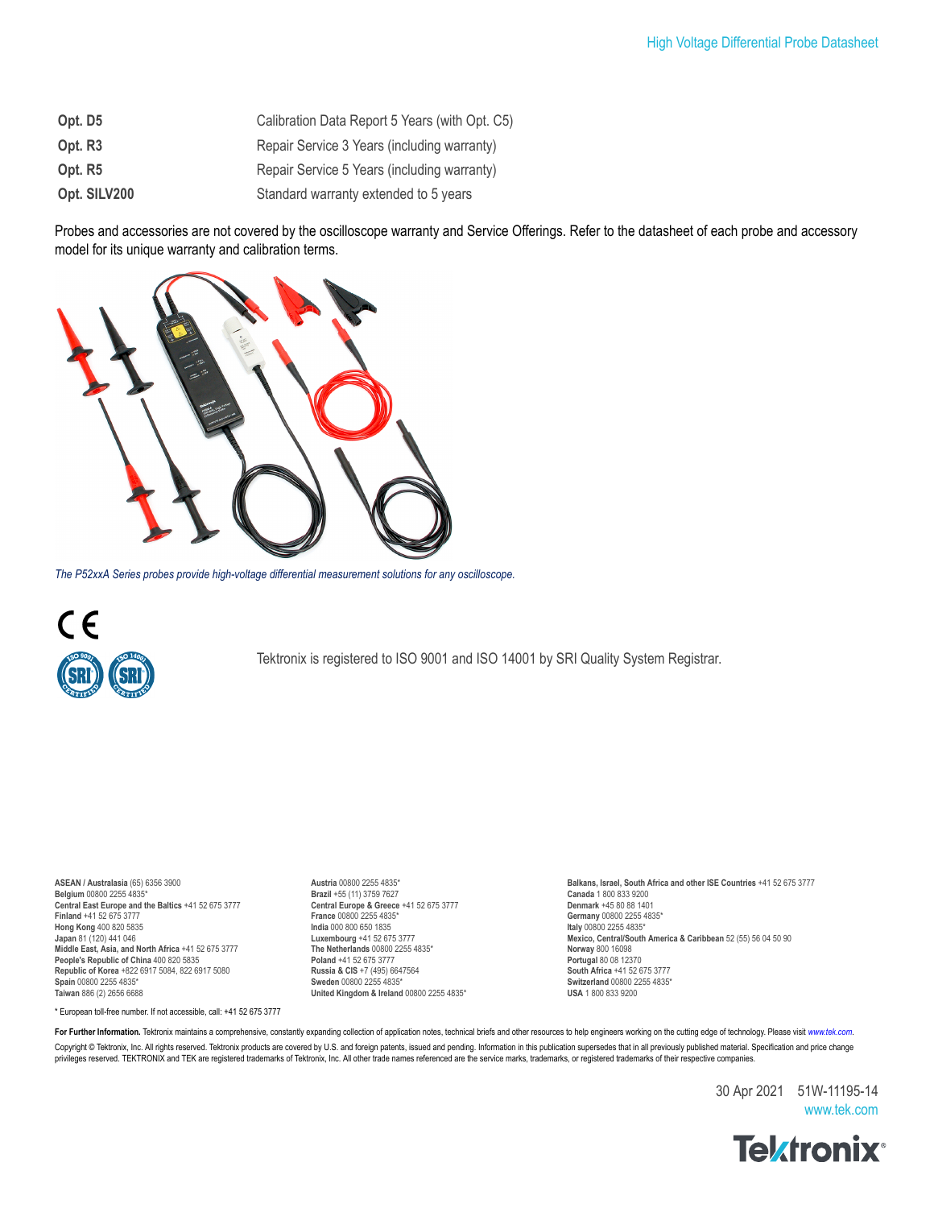| | |
|---|---|
| **Opt. D5** | Calibration Data Report 5 Years (with Opt. C5) |
| **Opt. R3** | Repair Service 3 Years (including warranty) |
| **Opt. R5** | Repair Service 5 Years (including warranty) |
| **Opt. SILV200** | Standard warranty extended to 5 years |

Probes and accessories are not covered by the oscilloscope warranty and Service Offerings. Refer to the datasheet of each probe and accessory model for its unique warranty and calibration terms.

*The P52xxA Series probes provide high-voltage differential measurement solutions for any oscilloscope.*

Tektronix is registered to ISO 9001 and ISO 14001 by SRI Quality System Registrar.

**ASEAN / Australasia** (65) 6356 3900
**Belgium** 00800 2255 4835*
**Central East Europe and the Baltics** +41 52 675 3777
**Finland** +41 52 675 3777
**Hong Kong** 400 820 5835
**Japan** 81 (120) 441 046
**Middle East, Asia, and North Africa** +41 52 675 3777
**People's Republic of China** 400 820 5835
**Republic of Korea** +822 6917 5084, 822 6917 5080
**Spain** 00800 2255 4835*
**Taiwan** 886 (2) 2656 6688
**Austria** 00800 2255 4835*
**Brazil** +55 (11) 3759 7627
**Central Europe & Greece** +41 52 675 3777
**France** 00800 2255 4835*
**India** 000 800 650 1835
**Luxembourg** +41 52 675 3777
**The Netherlands** 00800 2255 4835*
**Poland** +41 52 675 3777
**Russia & CIS** +7 (495) 6647564
**Sweden** 00800 2255 4835*
**United Kingdom & Ireland** 00800 2255 4835*
**Balkans, Israel, South Africa and other ISE Countries** +41 52 675 3777
**Canada** 1 800 833 9200
**Denmark** +45 80 88 1401
**Germany** 00800 2255 4835*
**Italy** 00800 2255 4835*
**Mexico, Central/South America & Caribbean** 52 (55) 56 04 50 90
**Norway** 800 16098
**Portugal** 80 08 12370
**South Africa** +41 52 675 3777
**Switzerland** 00800 2255 4835*
**USA** 1 800 833 9200

* European toll-free number. If not accessible, call: +41 52 675 3777

**For Further Information.** Tektronix maintains a comprehensive, constantly expanding collection of application notes, technical briefs and other resources to help engineers working on the cutting edge of technology. Please visit *www.tek.com*.

Copyright © Tektronix, Inc. All rights reserved. Tektronix products are covered by U.S. and foreign patents, issued and pending. Information in this publication supersedes that in all previously published material. Specification and price change privileges reserved. TEKTRONIX and TEK are registered trademarks of Tektronix, Inc. All other trade names referenced are the service marks, trademarks, or registered trademarks of their respective companies.

30 Apr 2021 51W-11195-14
www.tek.com